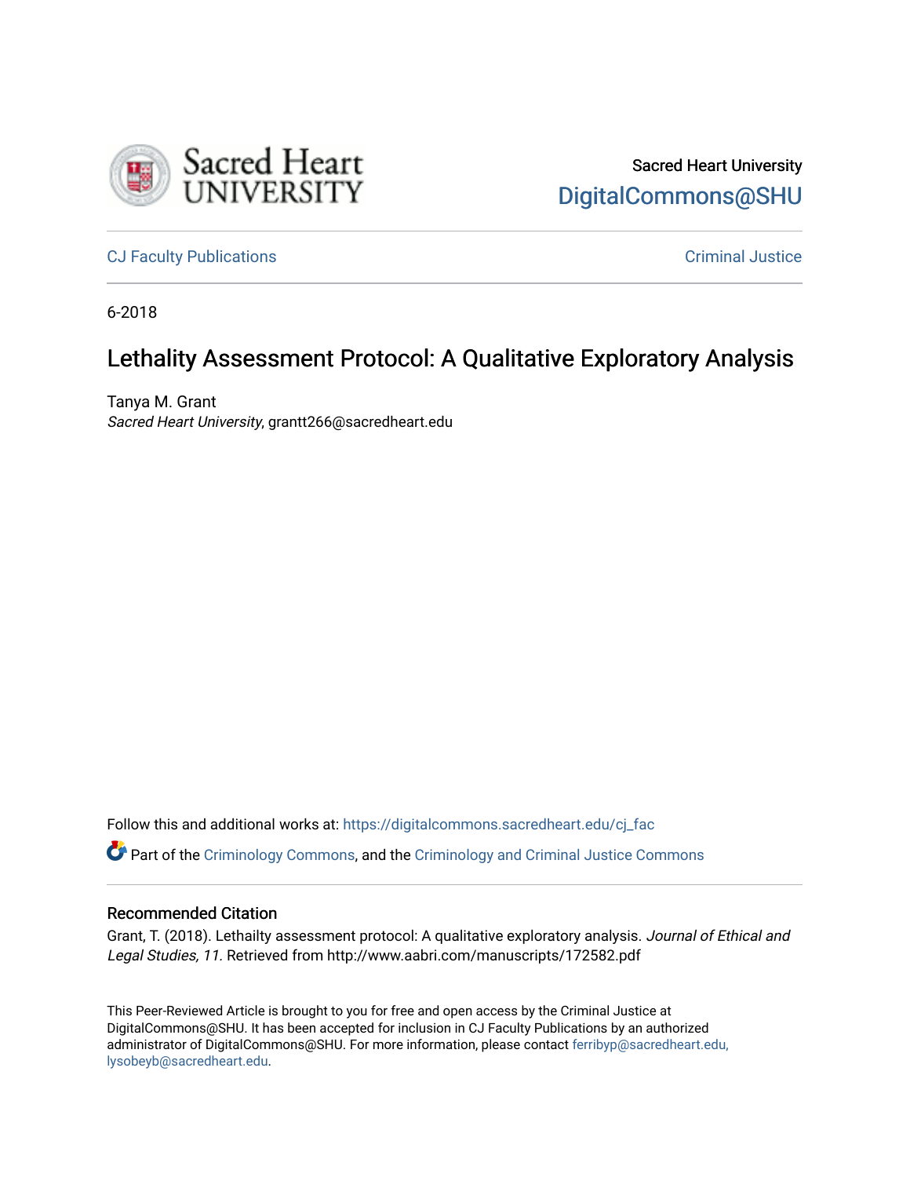Sacred Heart University
DigitalCommons@SHU

CJ Faculty Publications

Criminal Justice

6-2018

# Lethality Assessment Protocol: A Qualitative Exploratory Analysis

Tanya M. Grant
*Sacred Heart University*, grantt266@sacredheart.edu

Follow this and additional works at: https://digitalcommons.sacredheart.edu/cj_fac

Part of the Criminology Commons, and the Criminology and Criminal Justice Commons

## Recommended Citation

Grant, T. (2018). Lethailty assessment protocol: A qualitative exploratory analysis. *Journal of Ethical and Legal Studies, 11.* Retrieved from http://www.aabri.com/manuscripts/172582.pdf

This Peer-Reviewed Article is brought to you for free and open access by the Criminal Justice at DigitalCommons@SHU. It has been accepted for inclusion in CJ Faculty Publications by an authorized administrator of DigitalCommons@SHU. For more information, please contact ferribyp@sacredheart.edu, lysobeyb@sacredheart.edu.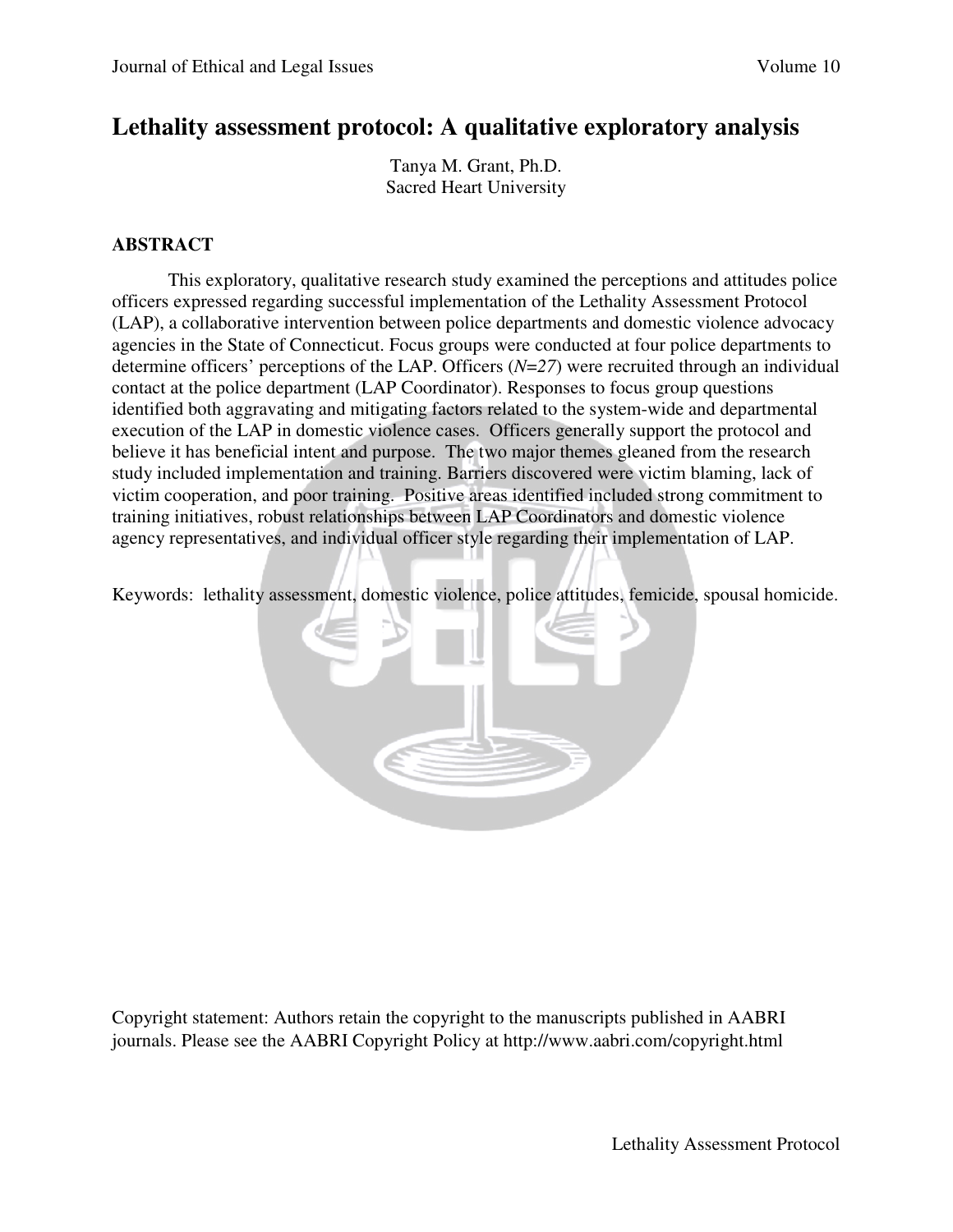# Lethality assessment protocol: A qualitative exploratory analysis

Tanya M. Grant, Ph.D.
Sacred Heart University

## ABSTRACT

This exploratory, qualitative research study examined the perceptions and attitudes police officers expressed regarding successful implementation of the Lethality Assessment Protocol (LAP), a collaborative intervention between police departments and domestic violence advocacy agencies in the State of Connecticut. Focus groups were conducted at four police departments to determine officers' perceptions of the LAP. Officers (*N=27*) were recruited through an individual contact at the police department (LAP Coordinator). Responses to focus group questions identified both aggravating and mitigating factors related to the system-wide and departmental execution of the LAP in domestic violence cases. Officers generally support the protocol and believe it has beneficial intent and purpose. The two major themes gleaned from the research study included implementation and training. Barriers discovered were victim blaming, lack of victim cooperation, and poor training. Positive areas identified included strong commitment to training initiatives, robust relationships between LAP Coordinators and domestic violence agency representatives, and individual officer style regarding their implementation of LAP.

Keywords: lethality assessment, domestic violence, police attitudes, femicide, spousal homicide.

Copyright statement: Authors retain the copyright to the manuscripts published in AABRI journals. Please see the AABRI Copyright Policy at http://www.aabri.com/copyright.html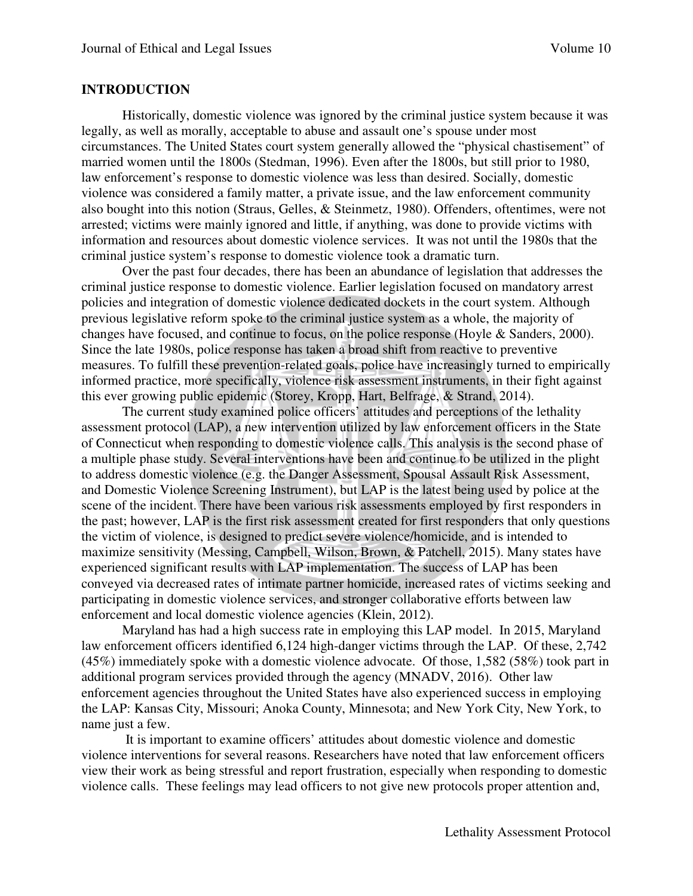## INTRODUCTION

Historically, domestic violence was ignored by the criminal justice system because it was legally, as well as morally, acceptable to abuse and assault one's spouse under most circumstances. The United States court system generally allowed the "physical chastisement" of married women until the 1800s (Stedman, 1996). Even after the 1800s, but still prior to 1980, law enforcement's response to domestic violence was less than desired. Socially, domestic violence was considered a family matter, a private issue, and the law enforcement community also bought into this notion (Straus, Gelles, & Steinmetz, 1980). Offenders, oftentimes, were not arrested; victims were mainly ignored and little, if anything, was done to provide victims with information and resources about domestic violence services. It was not until the 1980s that the criminal justice system's response to domestic violence took a dramatic turn.

Over the past four decades, there has been an abundance of legislation that addresses the criminal justice response to domestic violence. Earlier legislation focused on mandatory arrest policies and integration of domestic violence dedicated dockets in the court system. Although previous legislative reform spoke to the criminal justice system as a whole, the majority of changes have focused, and continue to focus, on the police response (Hoyle & Sanders, 2000). Since the late 1980s, police response has taken a broad shift from reactive to preventive measures. To fulfill these prevention-related goals, police have increasingly turned to empirically informed practice, more specifically, violence risk assessment instruments, in their fight against this ever growing public epidemic (Storey, Kropp, Hart, Belfrage, & Strand, 2014).

The current study examined police officers' attitudes and perceptions of the lethality assessment protocol (LAP), a new intervention utilized by law enforcement officers in the State of Connecticut when responding to domestic violence calls. This analysis is the second phase of a multiple phase study. Several interventions have been and continue to be utilized in the plight to address domestic violence (e.g. the Danger Assessment, Spousal Assault Risk Assessment, and Domestic Violence Screening Instrument), but LAP is the latest being used by police at the scene of the incident. There have been various risk assessments employed by first responders in the past; however, LAP is the first risk assessment created for first responders that only questions the victim of violence, is designed to predict severe violence/homicide, and is intended to maximize sensitivity (Messing, Campbell, Wilson, Brown, & Patchell, 2015). Many states have experienced significant results with LAP implementation. The success of LAP has been conveyed via decreased rates of intimate partner homicide, increased rates of victims seeking and participating in domestic violence services, and stronger collaborative efforts between law enforcement and local domestic violence agencies (Klein, 2012).

Maryland has had a high success rate in employing this LAP model. In 2015, Maryland law enforcement officers identified 6,124 high-danger victims through the LAP. Of these, 2,742 (45%) immediately spoke with a domestic violence advocate. Of those, 1,582 (58%) took part in additional program services provided through the agency (MNADV, 2016). Other law enforcement agencies throughout the United States have also experienced success in employing the LAP: Kansas City, Missouri; Anoka County, Minnesota; and New York City, New York, to name just a few.

It is important to examine officers' attitudes about domestic violence and domestic violence interventions for several reasons. Researchers have noted that law enforcement officers view their work as being stressful and report frustration, especially when responding to domestic violence calls. These feelings may lead officers to not give new protocols proper attention and,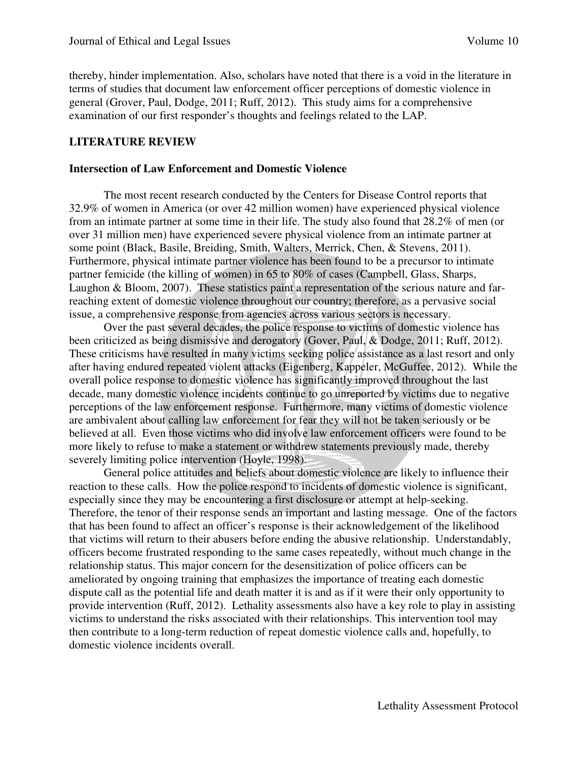thereby, hinder implementation. Also, scholars have noted that there is a void in the literature in terms of studies that document law enforcement officer perceptions of domestic violence in general (Grover, Paul, Dodge, 2011; Ruff, 2012). This study aims for a comprehensive examination of our first responder's thoughts and feelings related to the LAP.

## LITERATURE REVIEW

### Intersection of Law Enforcement and Domestic Violence

The most recent research conducted by the Centers for Disease Control reports that 32.9% of women in America (or over 42 million women) have experienced physical violence from an intimate partner at some time in their life. The study also found that 28.2% of men (or over 31 million men) have experienced severe physical violence from an intimate partner at some point (Black, Basile, Breiding, Smith, Walters, Merrick, Chen, & Stevens, 2011). Furthermore, physical intimate partner violence has been found to be a precursor to intimate partner femicide (the killing of women) in 65 to 80% of cases (Campbell, Glass, Sharps, Laughon & Bloom, 2007). These statistics paint a representation of the serious nature and far-reaching extent of domestic violence throughout our country; therefore, as a pervasive social issue, a comprehensive response from agencies across various sectors is necessary.

Over the past several decades, the police response to victims of domestic violence has been criticized as being dismissive and derogatory (Gover, Paul, & Dodge, 2011; Ruff, 2012). These criticisms have resulted in many victims seeking police assistance as a last resort and only after having endured repeated violent attacks (Eigenberg, Kappeler, McGuffee, 2012). While the overall police response to domestic violence has significantly improved throughout the last decade, many domestic violence incidents continue to go unreported by victims due to negative perceptions of the law enforcement response. Furthermore, many victims of domestic violence are ambivalent about calling law enforcement for fear they will not be taken seriously or be believed at all. Even those victims who did involve law enforcement officers were found to be more likely to refuse to make a statement or withdrew statements previously made, thereby severely limiting police intervention (Hoyle, 1998).

General police attitudes and beliefs about domestic violence are likely to influence their reaction to these calls. How the police respond to incidents of domestic violence is significant, especially since they may be encountering a first disclosure or attempt at help-seeking. Therefore, the tenor of their response sends an important and lasting message. One of the factors that has been found to affect an officer's response is their acknowledgement of the likelihood that victims will return to their abusers before ending the abusive relationship. Understandably, officers become frustrated responding to the same cases repeatedly, without much change in the relationship status. This major concern for the desensitization of police officers can be ameliorated by ongoing training that emphasizes the importance of treating each domestic dispute call as the potential life and death matter it is and as if it were their only opportunity to provide intervention (Ruff, 2012). Lethality assessments also have a key role to play in assisting victims to understand the risks associated with their relationships. This intervention tool may then contribute to a long-term reduction of repeat domestic violence calls and, hopefully, to domestic violence incidents overall.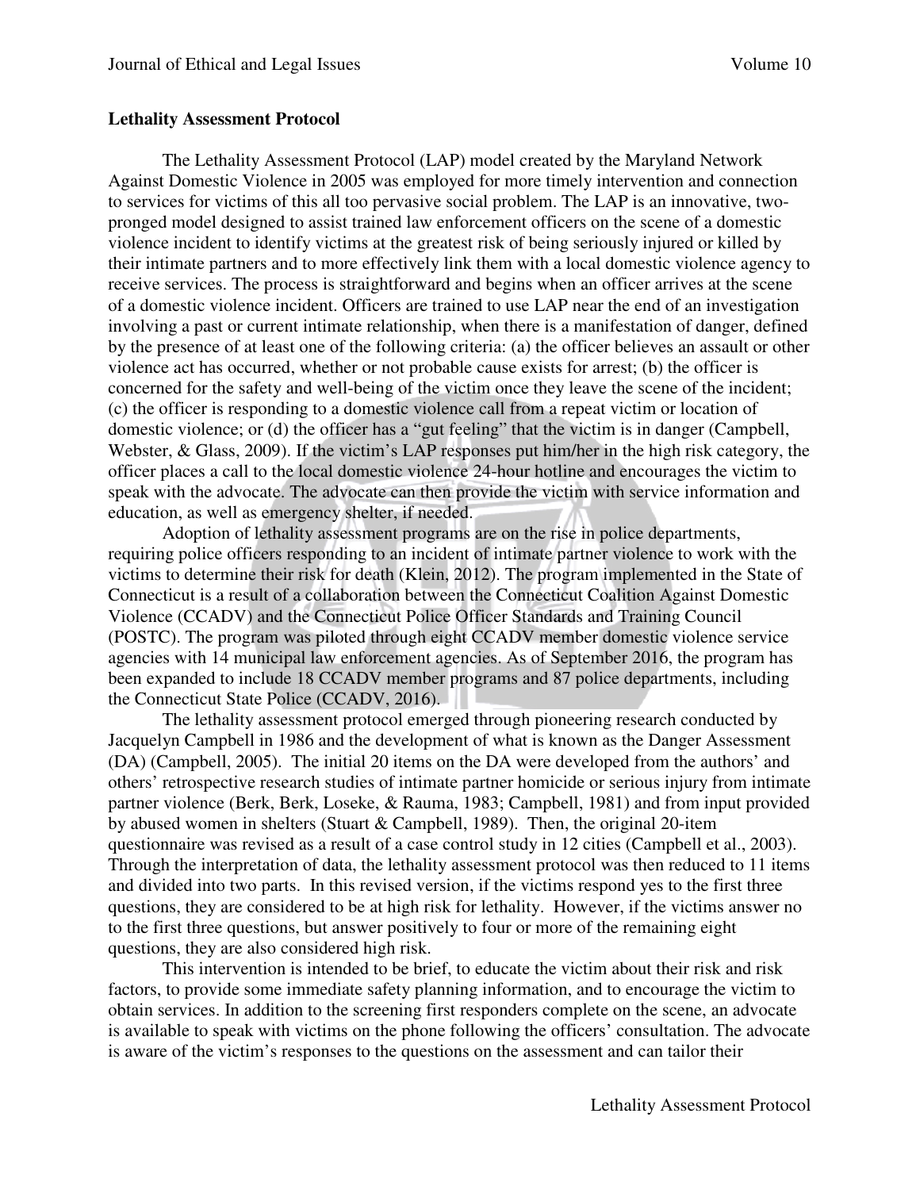**Lethality Assessment Protocol**

The Lethality Assessment Protocol (LAP) model created by the Maryland Network Against Domestic Violence in 2005 was employed for more timely intervention and connection to services for victims of this all too pervasive social problem. The LAP is an innovative, two-pronged model designed to assist trained law enforcement officers on the scene of a domestic violence incident to identify victims at the greatest risk of being seriously injured or killed by their intimate partners and to more effectively link them with a local domestic violence agency to receive services. The process is straightforward and begins when an officer arrives at the scene of a domestic violence incident. Officers are trained to use LAP near the end of an investigation involving a past or current intimate relationship, when there is a manifestation of danger, defined by the presence of at least one of the following criteria: (a) the officer believes an assault or other violence act has occurred, whether or not probable cause exists for arrest; (b) the officer is concerned for the safety and well-being of the victim once they leave the scene of the incident; (c) the officer is responding to a domestic violence call from a repeat victim or location of domestic violence; or (d) the officer has a "gut feeling" that the victim is in danger (Campbell, Webster, & Glass, 2009). If the victim's LAP responses put him/her in the high risk category, the officer places a call to the local domestic violence 24-hour hotline and encourages the victim to speak with the advocate. The advocate can then provide the victim with service information and education, as well as emergency shelter, if needed.

Adoption of lethality assessment programs are on the rise in police departments, requiring police officers responding to an incident of intimate partner violence to work with the victims to determine their risk for death (Klein, 2012). The program implemented in the State of Connecticut is a result of a collaboration between the Connecticut Coalition Against Domestic Violence (CCADV) and the Connecticut Police Officer Standards and Training Council (POSTC). The program was piloted through eight CCADV member domestic violence service agencies with 14 municipal law enforcement agencies. As of September 2016, the program has been expanded to include 18 CCADV member programs and 87 police departments, including the Connecticut State Police (CCADV, 2016).

The lethality assessment protocol emerged through pioneering research conducted by Jacquelyn Campbell in 1986 and the development of what is known as the Danger Assessment (DA) (Campbell, 2005). The initial 20 items on the DA were developed from the authors' and others' retrospective research studies of intimate partner homicide or serious injury from intimate partner violence (Berk, Berk, Loseke, & Rauma, 1983; Campbell, 1981) and from input provided by abused women in shelters (Stuart & Campbell, 1989). Then, the original 20-item questionnaire was revised as a result of a case control study in 12 cities (Campbell et al., 2003). Through the interpretation of data, the lethality assessment protocol was then reduced to 11 items and divided into two parts. In this revised version, if the victims respond yes to the first three questions, they are considered to be at high risk for lethality. However, if the victims answer no to the first three questions, but answer positively to four or more of the remaining eight questions, they are also considered high risk.

This intervention is intended to be brief, to educate the victim about their risk and risk factors, to provide some immediate safety planning information, and to encourage the victim to obtain services. In addition to the screening first responders complete on the scene, an advocate is available to speak with victims on the phone following the officers' consultation. The advocate is aware of the victim's responses to the questions on the assessment and can tailor their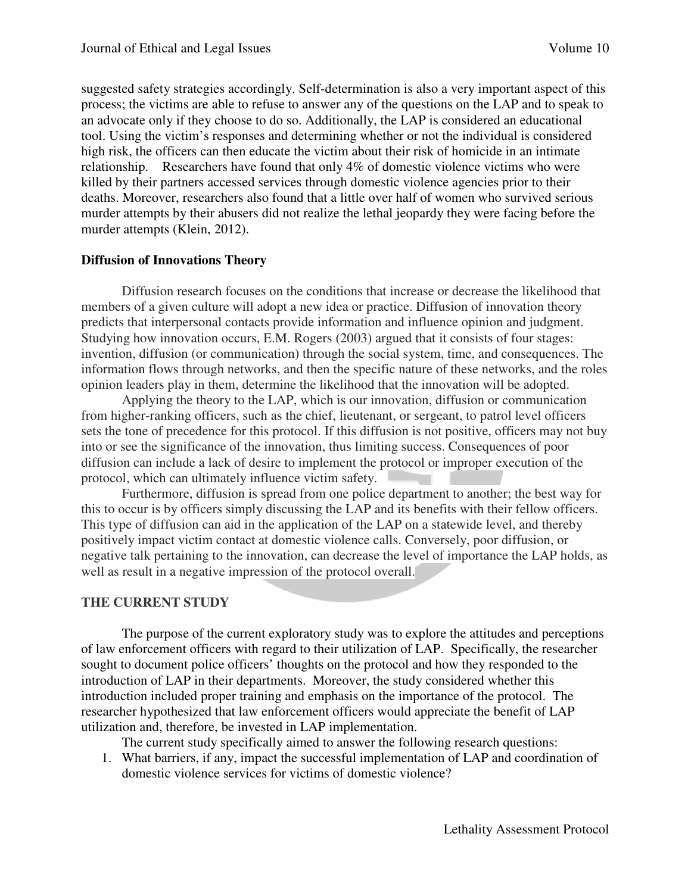suggested safety strategies accordingly. Self-determination is also a very important aspect of this process; the victims are able to refuse to answer any of the questions on the LAP and to speak to an advocate only if they choose to do so. Additionally, the LAP is considered an educational tool. Using the victim's responses and determining whether or not the individual is considered high risk, the officers can then educate the victim about their risk of homicide in an intimate relationship. Researchers have found that only 4% of domestic violence victims who were killed by their partners accessed services through domestic violence agencies prior to their deaths. Moreover, researchers also found that a little over half of women who survived serious murder attempts by their abusers did not realize the lethal jeopardy they were facing before the murder attempts (Klein, 2012).

### Diffusion of Innovations Theory

Diffusion research focuses on the conditions that increase or decrease the likelihood that members of a given culture will adopt a new idea or practice. Diffusion of innovation theory predicts that interpersonal contacts provide information and influence opinion and judgment. Studying how innovation occurs, E.M. Rogers (2003) argued that it consists of four stages: invention, diffusion (or communication) through the social system, time, and consequences. The information flows through networks, and then the specific nature of these networks, and the roles opinion leaders play in them, determine the likelihood that the innovation will be adopted.

Applying the theory to the LAP, which is our innovation, diffusion or communication from higher-ranking officers, such as the chief, lieutenant, or sergeant, to patrol level officers sets the tone of precedence for this protocol. If this diffusion is not positive, officers may not buy into or see the significance of the innovation, thus limiting success. Consequences of poor diffusion can include a lack of desire to implement the protocol or improper execution of the protocol, which can ultimately influence victim safety.

Furthermore, diffusion is spread from one police department to another; the best way for this to occur is by officers simply discussing the LAP and its benefits with their fellow officers. This type of diffusion can aid in the application of the LAP on a statewide level, and thereby positively impact victim contact at domestic violence calls. Conversely, poor diffusion, or negative talk pertaining to the innovation, can decrease the level of importance the LAP holds, as well as result in a negative impression of the protocol overall.

## THE CURRENT STUDY

The purpose of the current exploratory study was to explore the attitudes and perceptions of law enforcement officers with regard to their utilization of LAP. Specifically, the researcher sought to document police officers' thoughts on the protocol and how they responded to the introduction of LAP in their departments. Moreover, the study considered whether this introduction included proper training and emphasis on the importance of the protocol. The researcher hypothesized that law enforcement officers would appreciate the benefit of LAP utilization and, therefore, be invested in LAP implementation.

The current study specifically aimed to answer the following research questions:

1. What barriers, if any, impact the successful implementation of LAP and coordination of domestic violence services for victims of domestic violence?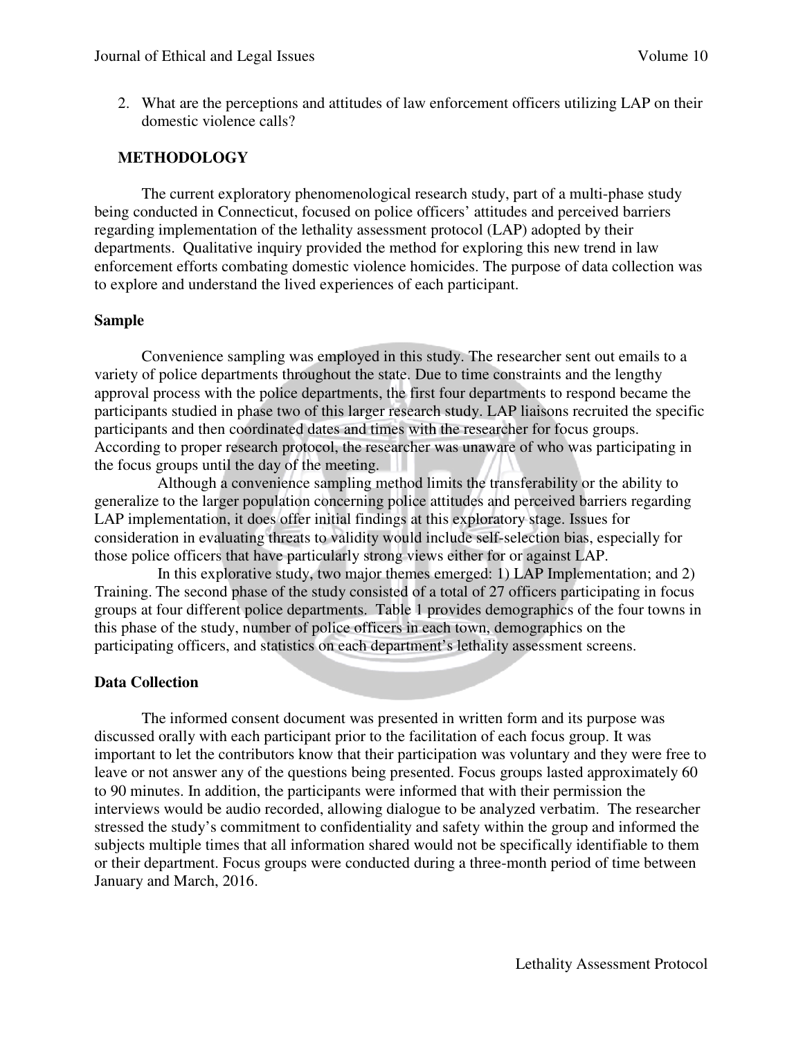2. What are the perceptions and attitudes of law enforcement officers utilizing LAP on their domestic violence calls?

## METHODOLOGY

The current exploratory phenomenological research study, part of a multi-phase study being conducted in Connecticut, focused on police officers' attitudes and perceived barriers regarding implementation of the lethality assessment protocol (LAP) adopted by their departments. Qualitative inquiry provided the method for exploring this new trend in law enforcement efforts combating domestic violence homicides. The purpose of data collection was to explore and understand the lived experiences of each participant.

### Sample

Convenience sampling was employed in this study. The researcher sent out emails to a variety of police departments throughout the state. Due to time constraints and the lengthy approval process with the police departments, the first four departments to respond became the participants studied in phase two of this larger research study. LAP liaisons recruited the specific participants and then coordinated dates and times with the researcher for focus groups. According to proper research protocol, the researcher was unaware of who was participating in the focus groups until the day of the meeting.

Although a convenience sampling method limits the transferability or the ability to generalize to the larger population concerning police attitudes and perceived barriers regarding LAP implementation, it does offer initial findings at this exploratory stage. Issues for consideration in evaluating threats to validity would include self-selection bias, especially for those police officers that have particularly strong views either for or against LAP.

In this explorative study, two major themes emerged: 1) LAP Implementation; and 2) Training. The second phase of the study consisted of a total of 27 officers participating in focus groups at four different police departments. Table 1 provides demographics of the four towns in this phase of the study, number of police officers in each town, demographics on the participating officers, and statistics on each department's lethality assessment screens.

### Data Collection

The informed consent document was presented in written form and its purpose was discussed orally with each participant prior to the facilitation of each focus group. It was important to let the contributors know that their participation was voluntary and they were free to leave or not answer any of the questions being presented. Focus groups lasted approximately 60 to 90 minutes. In addition, the participants were informed that with their permission the interviews would be audio recorded, allowing dialogue to be analyzed verbatim. The researcher stressed the study's commitment to confidentiality and safety within the group and informed the subjects multiple times that all information shared would not be specifically identifiable to them or their department. Focus groups were conducted during a three-month period of time between January and March, 2016.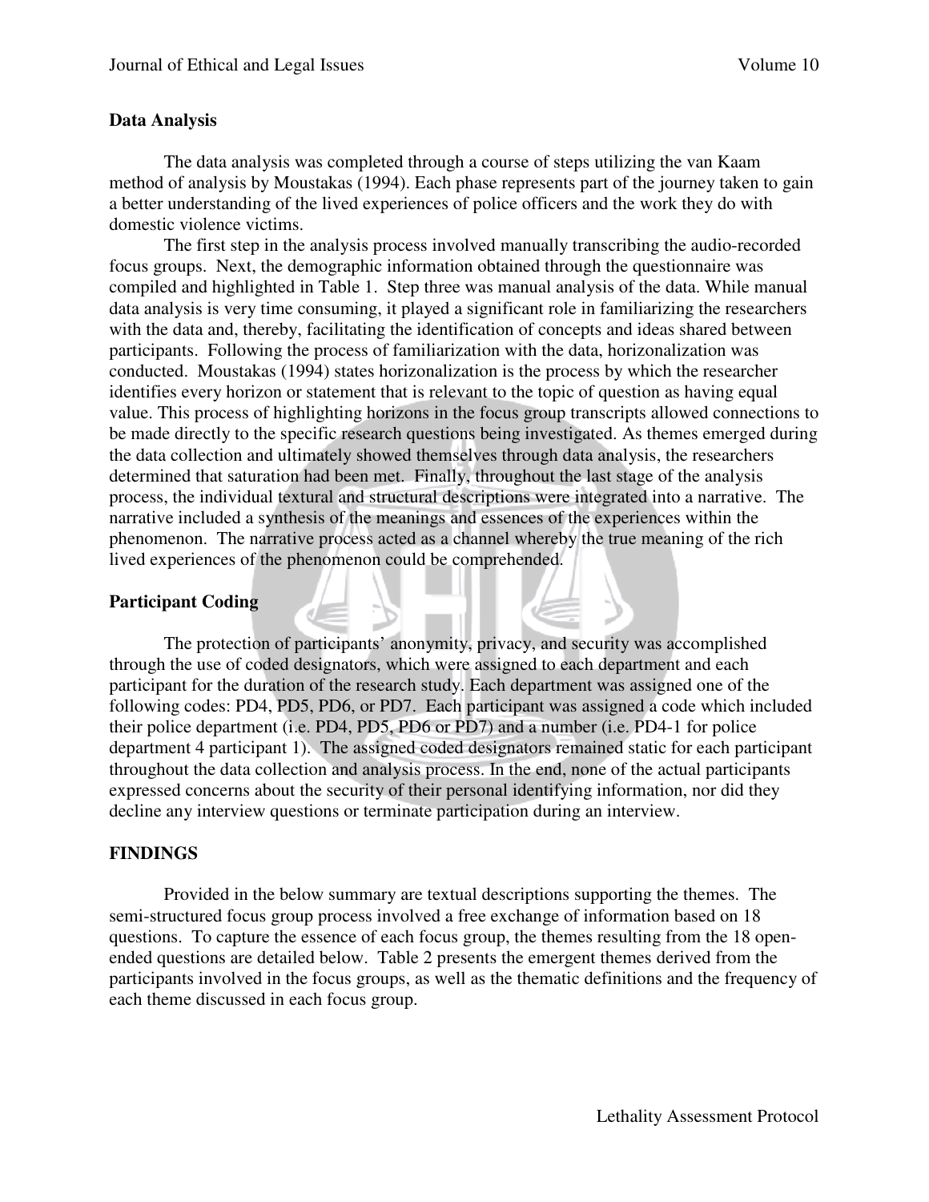## Data Analysis

The data analysis was completed through a course of steps utilizing the van Kaam method of analysis by Moustakas (1994). Each phase represents part of the journey taken to gain a better understanding of the lived experiences of police officers and the work they do with domestic violence victims.

The first step in the analysis process involved manually transcribing the audio-recorded focus groups. Next, the demographic information obtained through the questionnaire was compiled and highlighted in Table 1. Step three was manual analysis of the data. While manual data analysis is very time consuming, it played a significant role in familiarizing the researchers with the data and, thereby, facilitating the identification of concepts and ideas shared between participants. Following the process of familiarization with the data, horizonalization was conducted. Moustakas (1994) states horizonalization is the process by which the researcher identifies every horizon or statement that is relevant to the topic of question as having equal value. This process of highlighting horizons in the focus group transcripts allowed connections to be made directly to the specific research questions being investigated. As themes emerged during the data collection and ultimately showed themselves through data analysis, the researchers determined that saturation had been met. Finally, throughout the last stage of the analysis process, the individual textural and structural descriptions were integrated into a narrative. The narrative included a synthesis of the meanings and essences of the experiences within the phenomenon. The narrative process acted as a channel whereby the true meaning of the rich lived experiences of the phenomenon could be comprehended.

## Participant Coding

The protection of participants' anonymity, privacy, and security was accomplished through the use of coded designators, which were assigned to each department and each participant for the duration of the research study. Each department was assigned one of the following codes: PD4, PD5, PD6, or PD7. Each participant was assigned a code which included their police department (i.e. PD4, PD5, PD6 or PD7) and a number (i.e. PD4-1 for police department 4 participant 1). The assigned coded designators remained static for each participant throughout the data collection and analysis process. In the end, none of the actual participants expressed concerns about the security of their personal identifying information, nor did they decline any interview questions or terminate participation during an interview.

## FINDINGS

Provided in the below summary are textual descriptions supporting the themes. The semi-structured focus group process involved a free exchange of information based on 18 questions. To capture the essence of each focus group, the themes resulting from the 18 open-ended questions are detailed below. Table 2 presents the emergent themes derived from the participants involved in the focus groups, as well as the thematic definitions and the frequency of each theme discussed in each focus group.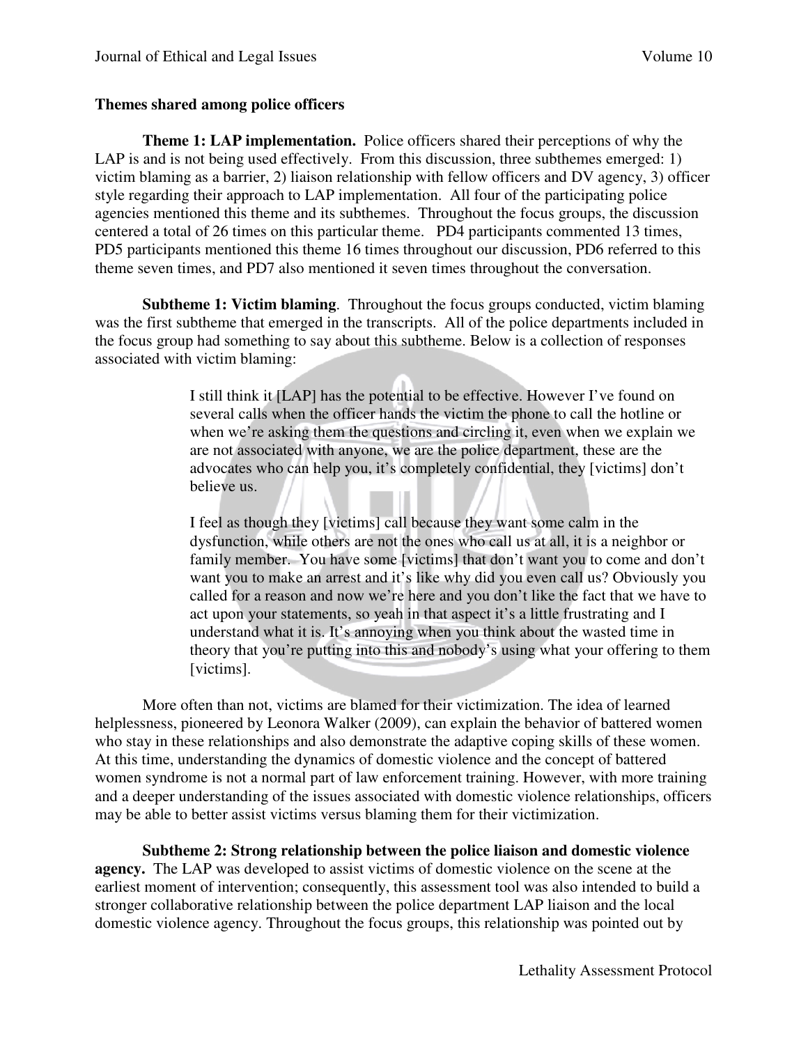**Themes shared among police officers**

**Theme 1: LAP implementation.** Police officers shared their perceptions of why the LAP is and is not being used effectively. From this discussion, three subthemes emerged: 1) victim blaming as a barrier, 2) liaison relationship with fellow officers and DV agency, 3) officer style regarding their approach to LAP implementation. All four of the participating police agencies mentioned this theme and its subthemes. Throughout the focus groups, the discussion centered a total of 26 times on this particular theme. PD4 participants commented 13 times, PD5 participants mentioned this theme 16 times throughout our discussion, PD6 referred to this theme seven times, and PD7 also mentioned it seven times throughout the conversation.

**Subtheme 1: Victim blaming**. Throughout the focus groups conducted, victim blaming was the first subtheme that emerged in the transcripts. All of the police departments included in the focus group had something to say about this subtheme. Below is a collection of responses associated with victim blaming:

> I still think it [LAP] has the potential to be effective. However I've found on several calls when the officer hands the victim the phone to call the hotline or when we're asking them the questions and circling it, even when we explain we are not associated with anyone, we are the police department, these are the advocates who can help you, it's completely confidential, they [victims] don't believe us.
>
> I feel as though they [victims] call because they want some calm in the dysfunction, while others are not the ones who call us at all, it is a neighbor or family member. You have some [victims] that don't want you to come and don't want you to make an arrest and it's like why did you even call us? Obviously you called for a reason and now we're here and you don't like the fact that we have to act upon your statements, so yeah in that aspect it's a little frustrating and I understand what it is. It's annoying when you think about the wasted time in theory that you're putting into this and nobody's using what your offering to them [victims].

More often than not, victims are blamed for their victimization. The idea of learned helplessness, pioneered by Leonora Walker (2009), can explain the behavior of battered women who stay in these relationships and also demonstrate the adaptive coping skills of these women. At this time, understanding the dynamics of domestic violence and the concept of battered women syndrome is not a normal part of law enforcement training. However, with more training and a deeper understanding of the issues associated with domestic violence relationships, officers may be able to better assist victims versus blaming them for their victimization.

**Subtheme 2: Strong relationship between the police liaison and domestic violence agency.** The LAP was developed to assist victims of domestic violence on the scene at the earliest moment of intervention; consequently, this assessment tool was also intended to build a stronger collaborative relationship between the police department LAP liaison and the local domestic violence agency. Throughout the focus groups, this relationship was pointed out by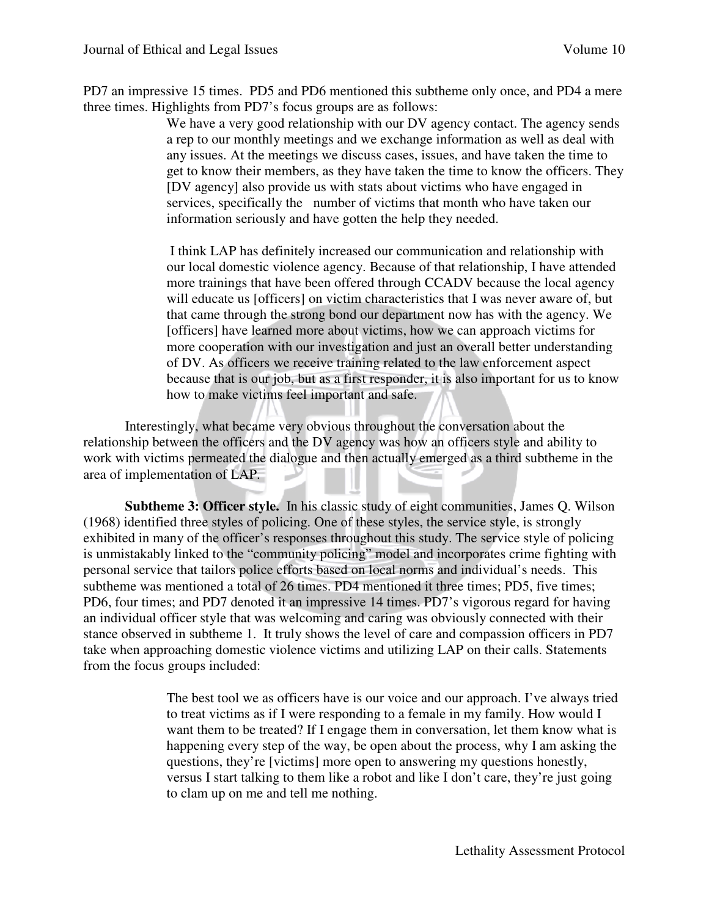PD7 an impressive 15 times. PD5 and PD6 mentioned this subtheme only once, and PD4 a mere three times. Highlights from PD7's focus groups are as follows:

> We have a very good relationship with our DV agency contact. The agency sends a rep to our monthly meetings and we exchange information as well as deal with any issues. At the meetings we discuss cases, issues, and have taken the time to get to know their members, as they have taken the time to know the officers. They [DV agency] also provide us with stats about victims who have engaged in services, specifically the number of victims that month who have taken our information seriously and have gotten the help they needed.
>
> I think LAP has definitely increased our communication and relationship with our local domestic violence agency. Because of that relationship, I have attended more trainings that have been offered through CCADV because the local agency will educate us [officers] on victim characteristics that I was never aware of, but that came through the strong bond our department now has with the agency. We [officers] have learned more about victims, how we can approach victims for more cooperation with our investigation and just an overall better understanding of DV. As officers we receive training related to the law enforcement aspect because that is our job, but as a first responder, it is also important for us to know how to make victims feel important and safe.

Interestingly, what became very obvious throughout the conversation about the relationship between the officers and the DV agency was how an officers style and ability to work with victims permeated the dialogue and then actually emerged as a third subtheme in the area of implementation of LAP.

**Subtheme 3: Officer style.** In his classic study of eight communities, James Q. Wilson (1968) identified three styles of policing. One of these styles, the service style, is strongly exhibited in many of the officer's responses throughout this study. The service style of policing is unmistakably linked to the "community policing" model and incorporates crime fighting with personal service that tailors police efforts based on local norms and individual's needs. This subtheme was mentioned a total of 26 times. PD4 mentioned it three times; PD5, five times; PD6, four times; and PD7 denoted it an impressive 14 times. PD7's vigorous regard for having an individual officer style that was welcoming and caring was obviously connected with their stance observed in subtheme 1. It truly shows the level of care and compassion officers in PD7 take when approaching domestic violence victims and utilizing LAP on their calls. Statements from the focus groups included:

> The best tool we as officers have is our voice and our approach. I've always tried to treat victims as if I were responding to a female in my family. How would I want them to be treated? If I engage them in conversation, let them know what is happening every step of the way, be open about the process, why I am asking the questions, they're [victims] more open to answering my questions honestly, versus I start talking to them like a robot and like I don't care, they're just going to clam up on me and tell me nothing.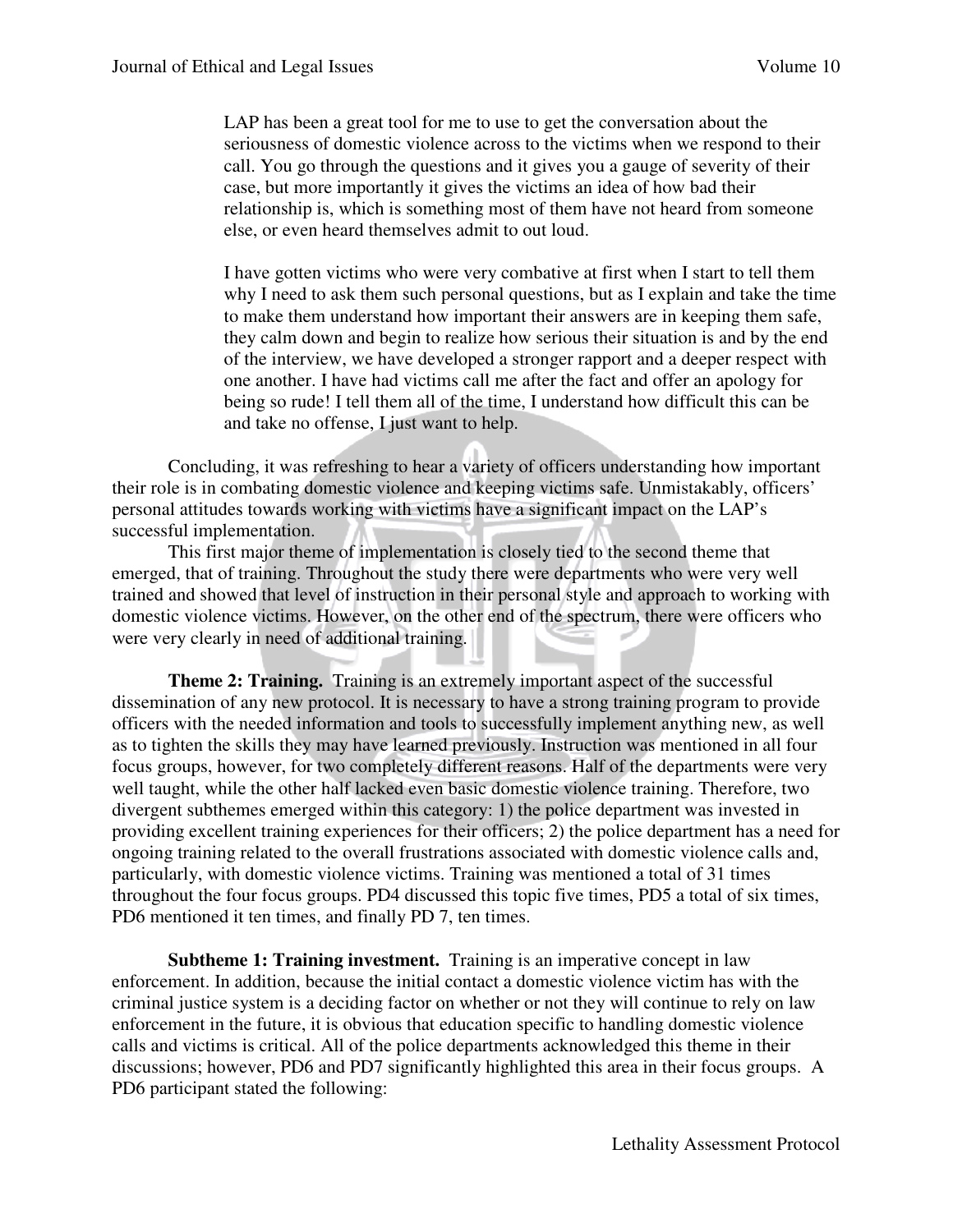> LAP has been a great tool for me to use to get the conversation about the seriousness of domestic violence across to the victims when we respond to their call. You go through the questions and it gives you a gauge of severity of their case, but more importantly it gives the victims an idea of how bad their relationship is, which is something most of them have not heard from someone else, or even heard themselves admit to out loud.
>
> I have gotten victims who were very combative at first when I start to tell them why I need to ask them such personal questions, but as I explain and take the time to make them understand how important their answers are in keeping them safe, they calm down and begin to realize how serious their situation is and by the end of the interview, we have developed a stronger rapport and a deeper respect with one another. I have had victims call me after the fact and offer an apology for being so rude! I tell them all of the time, I understand how difficult this can be and take no offense, I just want to help.

Concluding, it was refreshing to hear a variety of officers understanding how important their role is in combating domestic violence and keeping victims safe. Unmistakably, officers' personal attitudes towards working with victims have a significant impact on the LAP's successful implementation.

This first major theme of implementation is closely tied to the second theme that emerged, that of training. Throughout the study there were departments who were very well trained and showed that level of instruction in their personal style and approach to working with domestic violence victims. However, on the other end of the spectrum, there were officers who were very clearly in need of additional training.

**Theme 2: Training.** Training is an extremely important aspect of the successful dissemination of any new protocol. It is necessary to have a strong training program to provide officers with the needed information and tools to successfully implement anything new, as well as to tighten the skills they may have learned previously. Instruction was mentioned in all four focus groups, however, for two completely different reasons. Half of the departments were very well taught, while the other half lacked even basic domestic violence training. Therefore, two divergent subthemes emerged within this category: 1) the police department was invested in providing excellent training experiences for their officers; 2) the police department has a need for ongoing training related to the overall frustrations associated with domestic violence calls and, particularly, with domestic violence victims. Training was mentioned a total of 31 times throughout the four focus groups. PD4 discussed this topic five times, PD5 a total of six times, PD6 mentioned it ten times, and finally PD 7, ten times.

**Subtheme 1: Training investment.** Training is an imperative concept in law enforcement. In addition, because the initial contact a domestic violence victim has with the criminal justice system is a deciding factor on whether or not they will continue to rely on law enforcement in the future, it is obvious that education specific to handling domestic violence calls and victims is critical. All of the police departments acknowledged this theme in their discussions; however, PD6 and PD7 significantly highlighted this area in their focus groups. A PD6 participant stated the following: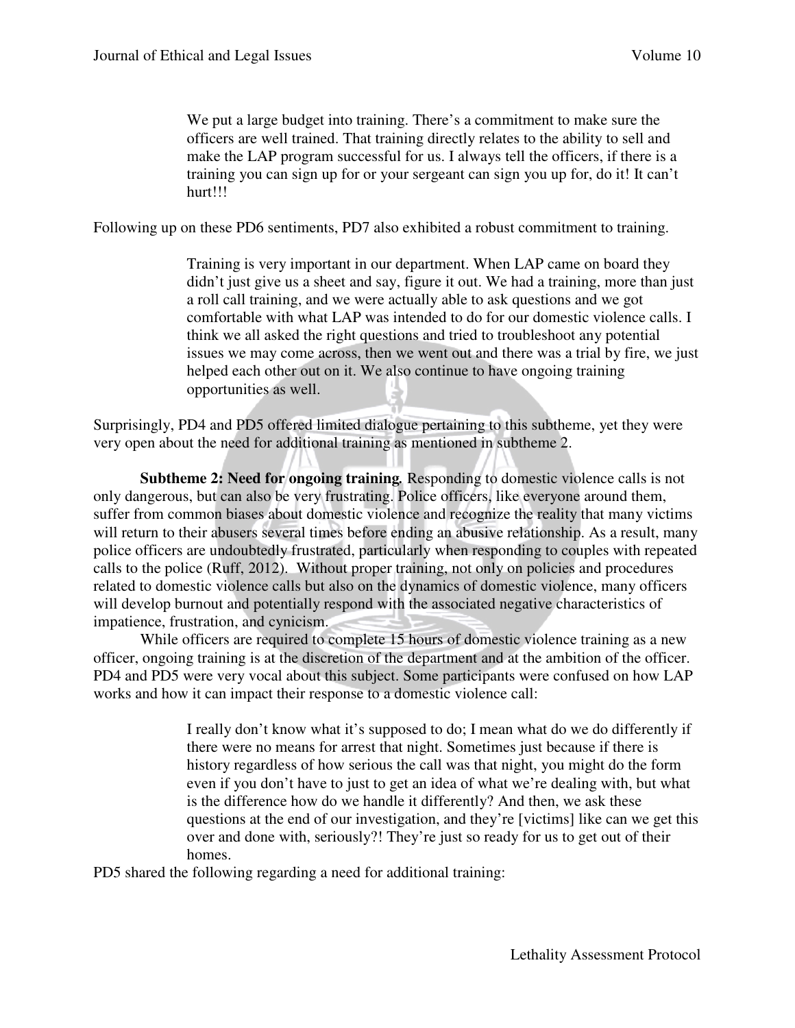> We put a large budget into training. There's a commitment to make sure the officers are well trained. That training directly relates to the ability to sell and make the LAP program successful for us. I always tell the officers, if there is a training you can sign up for or your sergeant can sign you up for, do it! It can't hurt!!!

Following up on these PD6 sentiments, PD7 also exhibited a robust commitment to training.

> Training is very important in our department. When LAP came on board they didn't just give us a sheet and say, figure it out. We had a training, more than just a roll call training, and we were actually able to ask questions and we got comfortable with what LAP was intended to do for our domestic violence calls. I think we all asked the right questions and tried to troubleshoot any potential issues we may come across, then we went out and there was a trial by fire, we just helped each other out on it. We also continue to have ongoing training opportunities as well.

Surprisingly, PD4 and PD5 offered limited dialogue pertaining to this subtheme, yet they were very open about the need for additional training as mentioned in subtheme 2.

**Subtheme 2: Need for ongoing training***.* Responding to domestic violence calls is not only dangerous, but can also be very frustrating. Police officers, like everyone around them, suffer from common biases about domestic violence and recognize the reality that many victims will return to their abusers several times before ending an abusive relationship. As a result, many police officers are undoubtedly frustrated, particularly when responding to couples with repeated calls to the police (Ruff, 2012). Without proper training, not only on policies and procedures related to domestic violence calls but also on the dynamics of domestic violence, many officers will develop burnout and potentially respond with the associated negative characteristics of impatience, frustration, and cynicism.

While officers are required to complete 15 hours of domestic violence training as a new officer, ongoing training is at the discretion of the department and at the ambition of the officer. PD4 and PD5 were very vocal about this subject. Some participants were confused on how LAP works and how it can impact their response to a domestic violence call:

> I really don't know what it's supposed to do; I mean what do we do differently if there were no means for arrest that night. Sometimes just because if there is history regardless of how serious the call was that night, you might do the form even if you don't have to just to get an idea of what we're dealing with, but what is the difference how do we handle it differently? And then, we ask these questions at the end of our investigation, and they're [victims] like can we get this over and done with, seriously?! They're just so ready for us to get out of their homes.

PD5 shared the following regarding a need for additional training: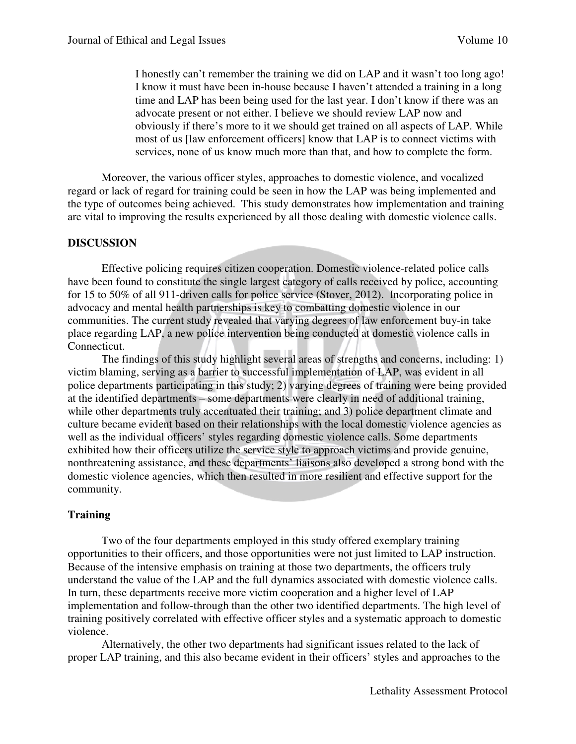> I honestly can't remember the training we did on LAP and it wasn't too long ago! I know it must have been in-house because I haven't attended a training in a long time and LAP has been being used for the last year. I don't know if there was an advocate present or not either. I believe we should review LAP now and obviously if there's more to it we should get trained on all aspects of LAP. While most of us [law enforcement officers] know that LAP is to connect victims with services, none of us know much more than that, and how to complete the form.

Moreover, the various officer styles, approaches to domestic violence, and vocalized regard or lack of regard for training could be seen in how the LAP was being implemented and the type of outcomes being achieved. This study demonstrates how implementation and training are vital to improving the results experienced by all those dealing with domestic violence calls.

## DISCUSSION

Effective policing requires citizen cooperation. Domestic violence-related police calls have been found to constitute the single largest category of calls received by police, accounting for 15 to 50% of all 911-driven calls for police service (Stover, 2012). Incorporating police in advocacy and mental health partnerships is key to combatting domestic violence in our communities. The current study revealed that varying degrees of law enforcement buy-in take place regarding LAP, a new police intervention being conducted at domestic violence calls in Connecticut.

The findings of this study highlight several areas of strengths and concerns, including: 1) victim blaming, serving as a barrier to successful implementation of LAP, was evident in all police departments participating in this study; 2) varying degrees of training were being provided at the identified departments – some departments were clearly in need of additional training, while other departments truly accentuated their training; and 3) police department climate and culture became evident based on their relationships with the local domestic violence agencies as well as the individual officers' styles regarding domestic violence calls. Some departments exhibited how their officers utilize the service style to approach victims and provide genuine, nonthreatening assistance, and these departments' liaisons also developed a strong bond with the domestic violence agencies, which then resulted in more resilient and effective support for the community.

### Training

Two of the four departments employed in this study offered exemplary training opportunities to their officers, and those opportunities were not just limited to LAP instruction. Because of the intensive emphasis on training at those two departments, the officers truly understand the value of the LAP and the full dynamics associated with domestic violence calls. In turn, these departments receive more victim cooperation and a higher level of LAP implementation and follow-through than the other two identified departments. The high level of training positively correlated with effective officer styles and a systematic approach to domestic violence.

Alternatively, the other two departments had significant issues related to the lack of proper LAP training, and this also became evident in their officers' styles and approaches to the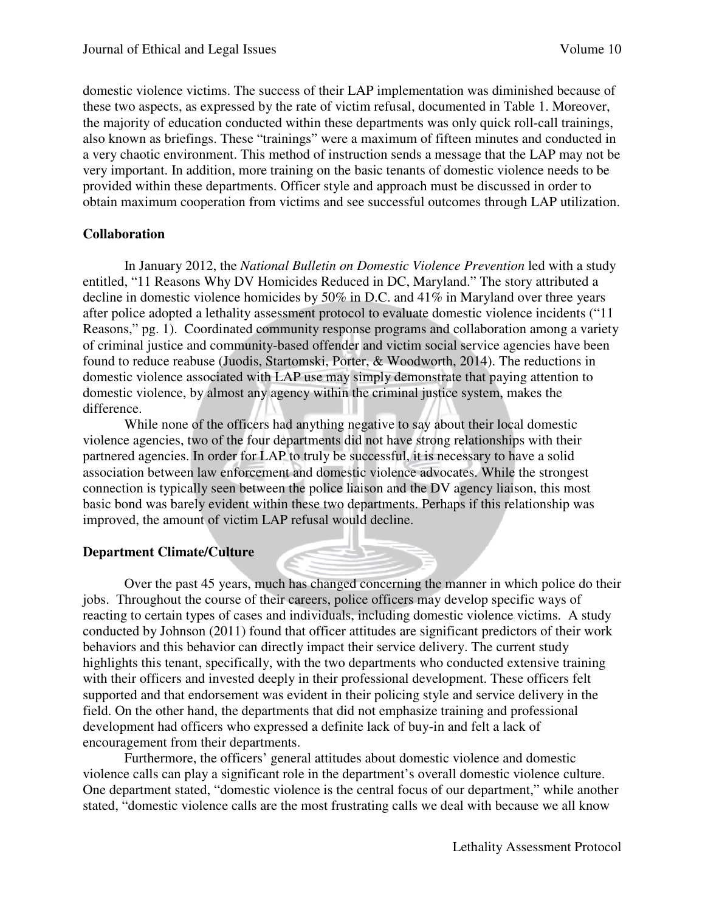domestic violence victims. The success of their LAP implementation was diminished because of these two aspects, as expressed by the rate of victim refusal, documented in Table 1. Moreover, the majority of education conducted within these departments was only quick roll-call trainings, also known as briefings. These "trainings" were a maximum of fifteen minutes and conducted in a very chaotic environment. This method of instruction sends a message that the LAP may not be very important. In addition, more training on the basic tenants of domestic violence needs to be provided within these departments. Officer style and approach must be discussed in order to obtain maximum cooperation from victims and see successful outcomes through LAP utilization.

## Collaboration

In January 2012, the *National Bulletin on Domestic Violence Prevention* led with a study entitled, "11 Reasons Why DV Homicides Reduced in DC, Maryland." The story attributed a decline in domestic violence homicides by 50% in D.C. and 41% in Maryland over three years after police adopted a lethality assessment protocol to evaluate domestic violence incidents ("11 Reasons," pg. 1). Coordinated community response programs and collaboration among a variety of criminal justice and community-based offender and victim social service agencies have been found to reduce reabuse (Juodis, Startomski, Porter, & Woodworth, 2014). The reductions in domestic violence associated with LAP use may simply demonstrate that paying attention to domestic violence, by almost any agency within the criminal justice system, makes the difference.

While none of the officers had anything negative to say about their local domestic violence agencies, two of the four departments did not have strong relationships with their partnered agencies. In order for LAP to truly be successful, it is necessary to have a solid association between law enforcement and domestic violence advocates. While the strongest connection is typically seen between the police liaison and the DV agency liaison, this most basic bond was barely evident within these two departments. Perhaps if this relationship was improved, the amount of victim LAP refusal would decline.

## Department Climate/Culture

Over the past 45 years, much has changed concerning the manner in which police do their jobs. Throughout the course of their careers, police officers may develop specific ways of reacting to certain types of cases and individuals, including domestic violence victims. A study conducted by Johnson (2011) found that officer attitudes are significant predictors of their work behaviors and this behavior can directly impact their service delivery. The current study highlights this tenant, specifically, with the two departments who conducted extensive training with their officers and invested deeply in their professional development. These officers felt supported and that endorsement was evident in their policing style and service delivery in the field. On the other hand, the departments that did not emphasize training and professional development had officers who expressed a definite lack of buy-in and felt a lack of encouragement from their departments.

Furthermore, the officers' general attitudes about domestic violence and domestic violence calls can play a significant role in the department's overall domestic violence culture. One department stated, "domestic violence is the central focus of our department," while another stated, "domestic violence calls are the most frustrating calls we deal with because we all know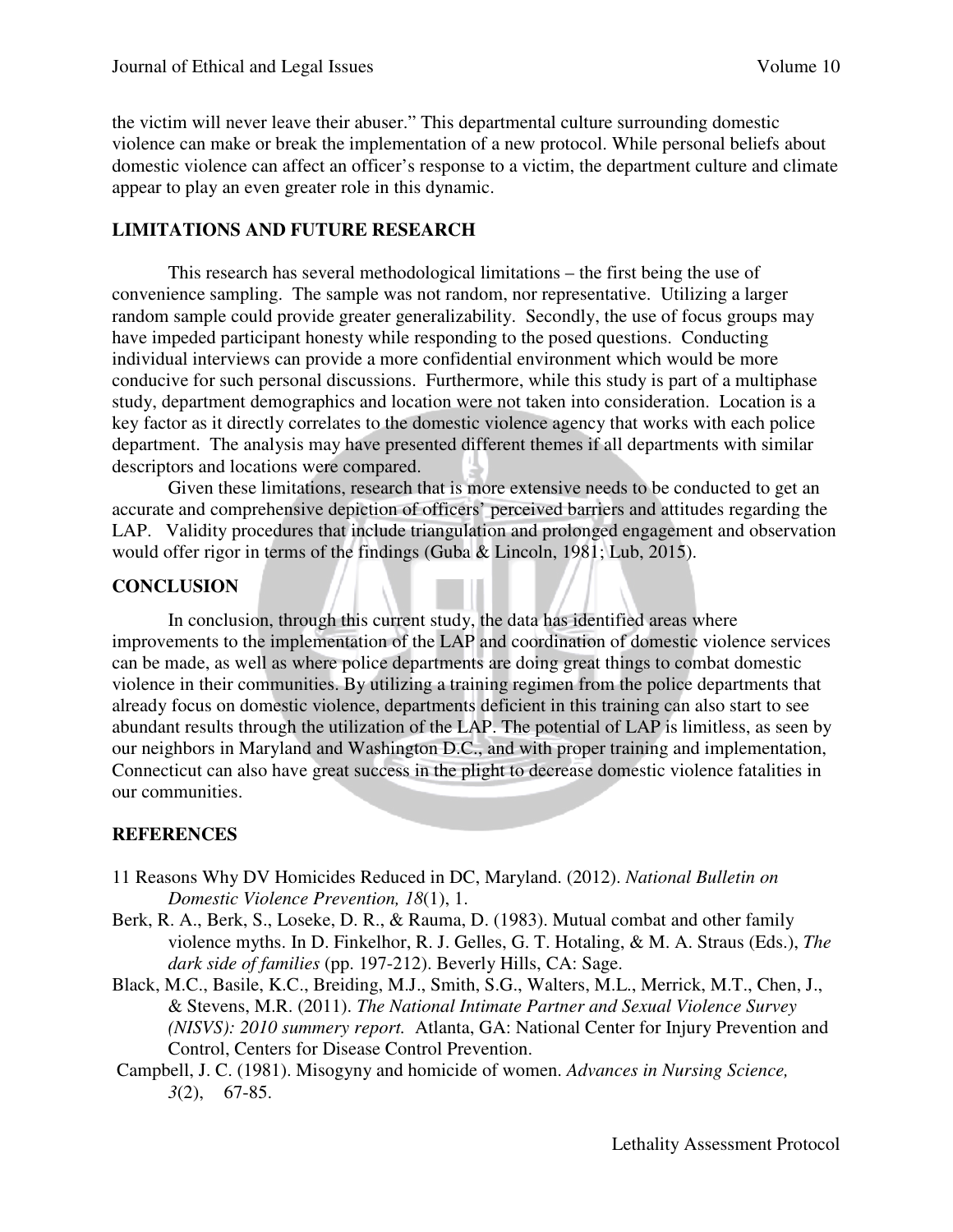the victim will never leave their abuser." This departmental culture surrounding domestic violence can make or break the implementation of a new protocol. While personal beliefs about domestic violence can affect an officer's response to a victim, the department culture and climate appear to play an even greater role in this dynamic.

## LIMITATIONS AND FUTURE RESEARCH

This research has several methodological limitations – the first being the use of convenience sampling. The sample was not random, nor representative. Utilizing a larger random sample could provide greater generalizability. Secondly, the use of focus groups may have impeded participant honesty while responding to the posed questions. Conducting individual interviews can provide a more confidential environment which would be more conducive for such personal discussions. Furthermore, while this study is part of a multiphase study, department demographics and location were not taken into consideration. Location is a key factor as it directly correlates to the domestic violence agency that works with each police department. The analysis may have presented different themes if all departments with similar descriptors and locations were compared.

Given these limitations, research that is more extensive needs to be conducted to get an accurate and comprehensive depiction of officers' perceived barriers and attitudes regarding the LAP. Validity procedures that include triangulation and prolonged engagement and observation would offer rigor in terms of the findings (Guba & Lincoln, 1981; Lub, 2015).

## CONCLUSION

In conclusion, through this current study, the data has identified areas where improvements to the implementation of the LAP and coordination of domestic violence services can be made, as well as where police departments are doing great things to combat domestic violence in their communities. By utilizing a training regimen from the police departments that already focus on domestic violence, departments deficient in this training can also start to see abundant results through the utilization of the LAP. The potential of LAP is limitless, as seen by our neighbors in Maryland and Washington D.C., and with proper training and implementation, Connecticut can also have great success in the plight to decrease domestic violence fatalities in our communities.

## REFERENCES

11 Reasons Why DV Homicides Reduced in DC, Maryland. (2012). *National Bulletin on Domestic Violence Prevention, 18*(1), 1.

Berk, R. A., Berk, S., Loseke, D. R., & Rauma, D. (1983). Mutual combat and other family violence myths. In D. Finkelhor, R. J. Gelles, G. T. Hotaling, & M. A. Straus (Eds.), *The dark side of families* (pp. 197-212). Beverly Hills, CA: Sage.

Black, M.C., Basile, K.C., Breiding, M.J., Smith, S.G., Walters, M.L., Merrick, M.T., Chen, J., & Stevens, M.R. (2011). *The National Intimate Partner and Sexual Violence Survey (NISVS): 2010 summery report.* Atlanta, GA: National Center for Injury Prevention and Control, Centers for Disease Control Prevention.

Campbell, J. C. (1981). Misogyny and homicide of women. *Advances in Nursing Science, 3*(2), 67-85.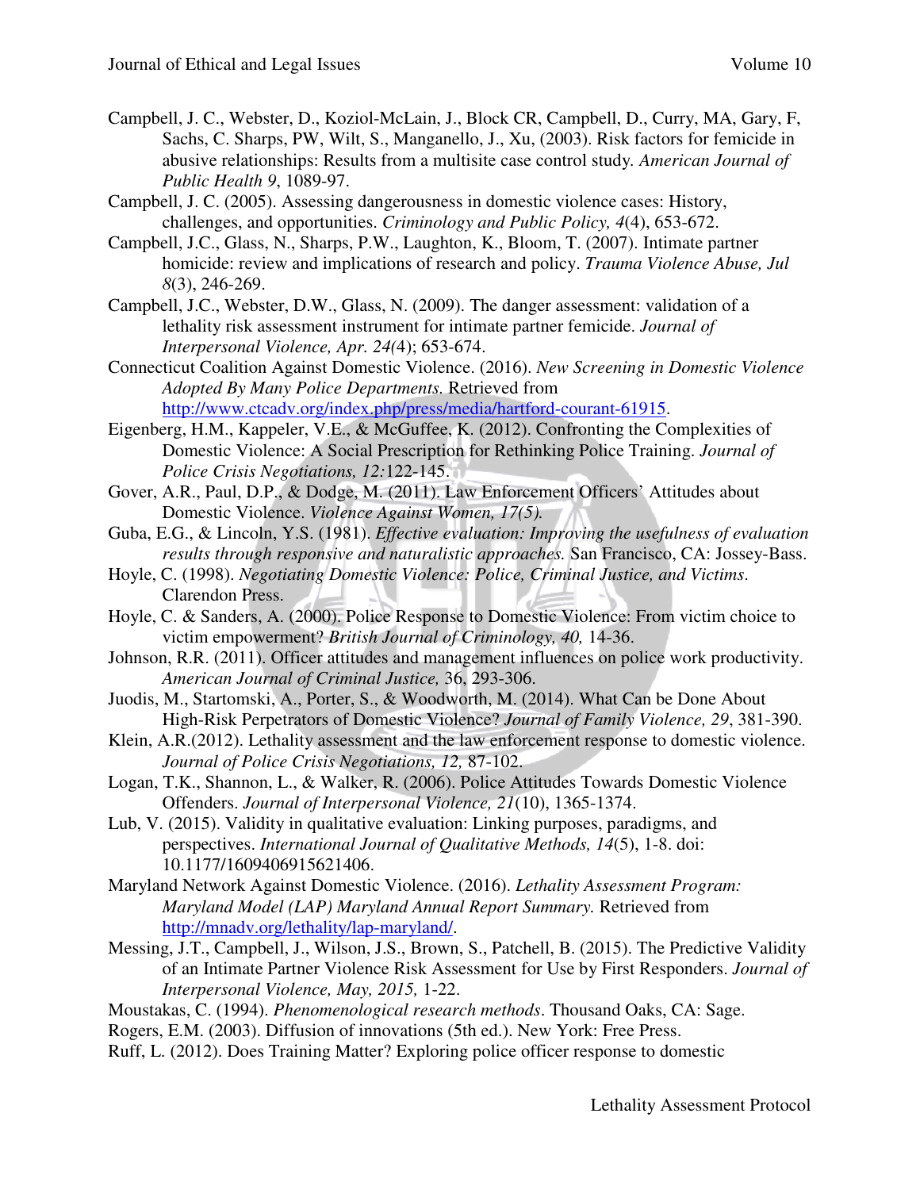Campbell, J. C., Webster, D., Koziol-McLain, J., Block CR, Campbell, D., Curry, MA, Gary, F, Sachs, C. Sharps, PW, Wilt, S., Manganello, J., Xu, (2003). Risk factors for femicide in abusive relationships: Results from a multisite case control study. *American Journal of Public Health 9*, 1089-97.

Campbell, J. C. (2005). Assessing dangerousness in domestic violence cases: History, challenges, and opportunities. *Criminology and Public Policy, 4*(4), 653-672.

Campbell, J.C., Glass, N., Sharps, P.W., Laughton, K., Bloom, T. (2007). Intimate partner homicide: review and implications of research and policy. *Trauma Violence Abuse, Jul 8*(3), 246-269.

Campbell, J.C., Webster, D.W., Glass, N. (2009). The danger assessment: validation of a lethality risk assessment instrument for intimate partner femicide. *Journal of Interpersonal Violence, Apr. 24(*4); 653-674.

Connecticut Coalition Against Domestic Violence. (2016). *New Screening in Domestic Violence Adopted By Many Police Departments.* Retrieved from http://www.ctcadv.org/index.php/press/media/hartford-courant-61915.

Eigenberg, H.M., Kappeler, V.E., & McGuffee, K. (2012). Confronting the Complexities of Domestic Violence: A Social Prescription for Rethinking Police Training. *Journal of Police Crisis Negotiations, 12:*122-145.

Gover, A.R., Paul, D.P., & Dodge, M. (2011). Law Enforcement Officers' Attitudes about Domestic Violence. *Violence Against Women, 17(5).*

Guba, E.G., & Lincoln, Y.S. (1981). *Effective evaluation: Improving the usefulness of evaluation results through responsive and naturalistic approaches.* San Francisco, CA: Jossey-Bass.

Hoyle, C. (1998). *Negotiating Domestic Violence: Police, Criminal Justice, and Victims*. Clarendon Press.

Hoyle, C. & Sanders, A. (2000). Police Response to Domestic Violence: From victim choice to victim empowerment? *British Journal of Criminology, 40,* 14-36.

Johnson, R.R. (2011). Officer attitudes and management influences on police work productivity. *American Journal of Criminal Justice,* 36, 293-306.

Juodis, M., Startomski, A., Porter, S., & Woodworth, M. (2014). What Can be Done About High-Risk Perpetrators of Domestic Violence? *Journal of Family Violence, 29*, 381-390.

Klein, A.R.(2012). Lethality assessment and the law enforcement response to domestic violence. *Journal of Police Crisis Negotiations, 12,* 87-102.

Logan, T.K., Shannon, L., & Walker, R. (2006). Police Attitudes Towards Domestic Violence Offenders. *Journal of Interpersonal Violence, 21*(10), 1365-1374.

Lub, V. (2015). Validity in qualitative evaluation: Linking purposes, paradigms, and perspectives. *International Journal of Qualitative Methods, 14*(5), 1-8. doi: 10.1177/1609406915621406.

Maryland Network Against Domestic Violence. (2016). *Lethality Assessment Program: Maryland Model (LAP) Maryland Annual Report Summary.* Retrieved from http://mnadv.org/lethality/lap-maryland/.

Messing, J.T., Campbell, J., Wilson, J.S., Brown, S., Patchell, B. (2015). The Predictive Validity of an Intimate Partner Violence Risk Assessment for Use by First Responders. *Journal of Interpersonal Violence, May, 2015,* 1-22.

Moustakas, C. (1994). *Phenomenological research methods*. Thousand Oaks, CA: Sage.

Rogers, E.M. (2003). Diffusion of innovations (5th ed.). New York: Free Press.

Ruff, L. (2012). Does Training Matter? Exploring police officer response to domestic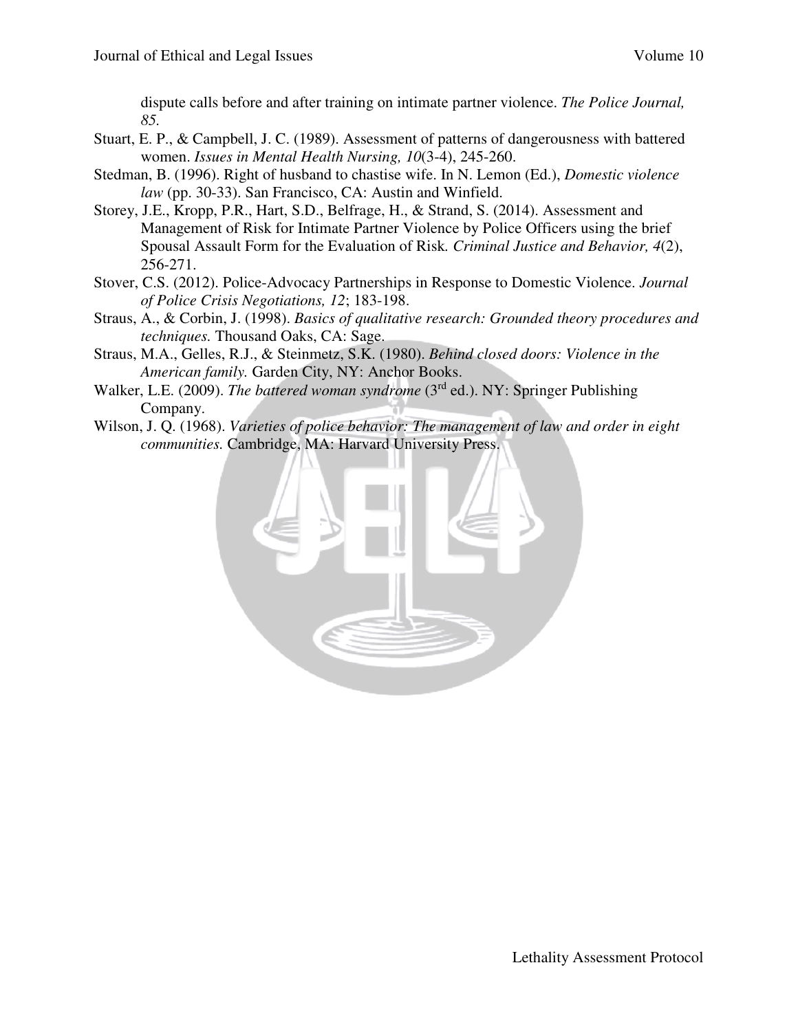dispute calls before and after training on intimate partner violence. *The Police Journal, 85.*

Stuart, E. P., & Campbell, J. C. (1989). Assessment of patterns of dangerousness with battered women. *Issues in Mental Health Nursing, 10*(3-4), 245-260.

Stedman, B. (1996). Right of husband to chastise wife. In N. Lemon (Ed.), *Domestic violence law* (pp. 30-33). San Francisco, CA: Austin and Winfield.

Storey, J.E., Kropp, P.R., Hart, S.D., Belfrage, H., & Strand, S. (2014). Assessment and Management of Risk for Intimate Partner Violence by Police Officers using the brief Spousal Assault Form for the Evaluation of Risk. *Criminal Justice and Behavior, 4*(2), 256-271.

Stover, C.S. (2012). Police-Advocacy Partnerships in Response to Domestic Violence. *Journal of Police Crisis Negotiations, 12*; 183-198.

Straus, A., & Corbin, J. (1998). *Basics of qualitative research: Grounded theory procedures and techniques.* Thousand Oaks, CA: Sage.

Straus, M.A., Gelles, R.J., & Steinmetz, S.K. (1980). *Behind closed doors: Violence in the American family.* Garden City, NY: Anchor Books.

Walker, L.E. (2009). *The battered woman syndrome* (3rd ed.). NY: Springer Publishing Company.

Wilson, J. Q. (1968). *Varieties of police behavior: The management of law and order in eight communities.* Cambridge, MA: Harvard University Press.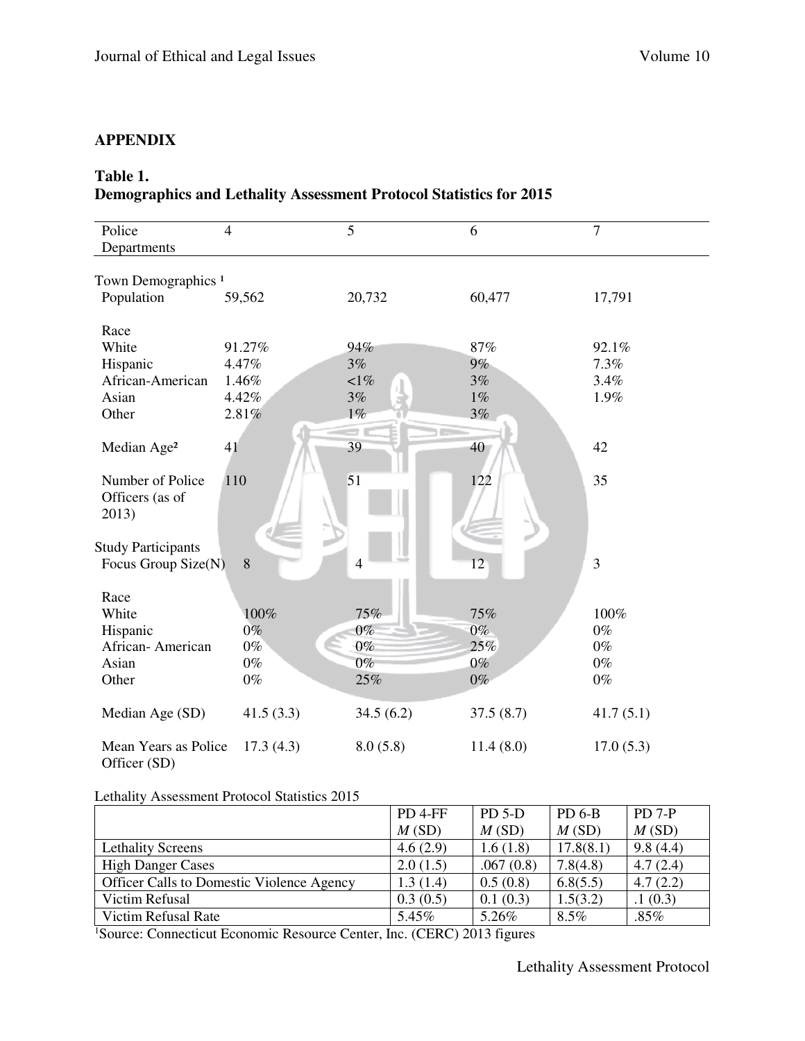## APPENDIX

**Table 1.**
**Demographics and Lethality Assessment Protocol Statistics for 2015**

| Police Departments | 4 | 5 | 6 | 7 |
|---|---|---|---|---|
| Town Demographics [1] | | | | |
| Population | 59,562 | 20,732 | 60,477 | 17,791 |
| Race | | | | |
| White | 91.27% | 94% | 87% | 92.1% |
| Hispanic | 4.47% | 3% | 9% | 7.3% |
| African-American | 1.46% | <1% | 3% | 3.4% |
| Asian | 4.42% | 3% | 1% | 1.9% |
| Other | 2.81% | 1% | 3% | |
| Median Age[2] | 41 | 39 | 40 | 42 |
| Number of Police Officers (as of 2013) | 110 | 51 | 122 | 35 |
| Study Participants | | | | |
| Focus Group Size(N) | 8 | 4 | 12 | 3 |
| Race | | | | |
| White | 100% | 75% | 75% | 100% |
| Hispanic | 0% | 0% | 0% | 0% |
| African- American | 0% | 0% | 25% | 0% |
| Asian | 0% | 0% | 0% | 0% |
| Other | 0% | 25% | 0% | 0% |
| Median Age (SD) | 41.5 (3.3) | 34.5 (6.2) | 37.5 (8.7) | 41.7 (5.1) |
| Mean Years as Police Officer (SD) | 17.3 (4.3) | 8.0 (5.8) | 11.4 (8.0) | 17.0 (5.3) |

Lethality Assessment Protocol Statistics 2015

| | PD 4-FF *M* (SD) | PD 5-D *M* (SD) | PD 6-B *M* (SD) | PD 7-P *M* (SD) |
|---|---|---|---|---|
| Lethality Screens | 4.6 (2.9) | 1.6 (1.8) | 17.8(8.1) | 9.8 (4.4) |
| High Danger Cases | 2.0 (1.5) | .067 (0.8) | 7.8(4.8) | 4.7 (2.4) |
| Officer Calls to Domestic Violence Agency | 1.3 (1.4) | 0.5 (0.8) | 6.8(5.5) | 4.7 (2.2) |
| Victim Refusal | 0.3 (0.5) | 0.1 (0.3) | 1.5(3.2) | .1 (0.3) |
| Victim Refusal Rate | 5.45% | 5.26% | 8.5% | .85% |

[1]Source: Connecticut Economic Resource Center, Inc. (CERC) 2013 figures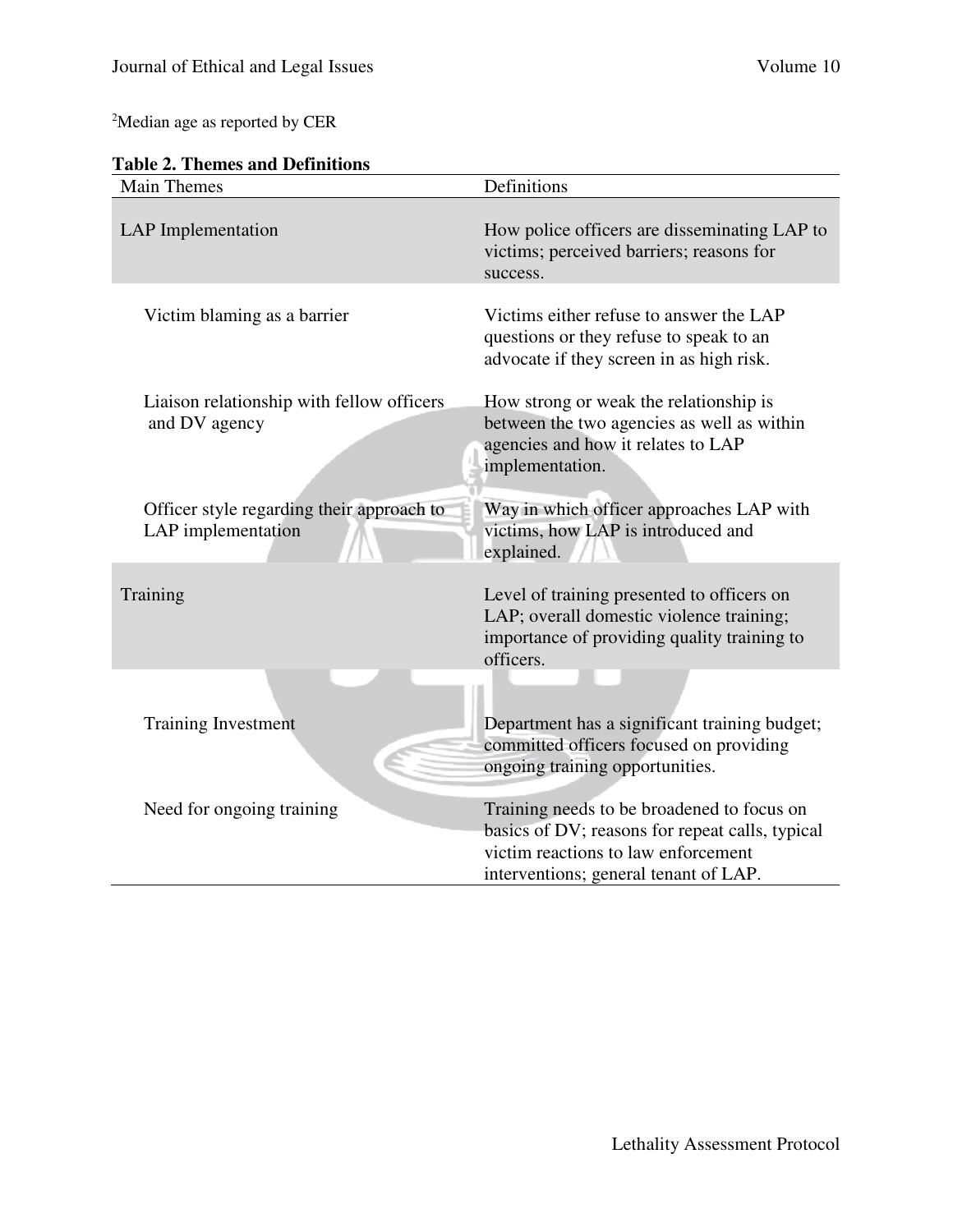[2]Median age as reported by CER

**Table 2. Themes and Definitions**

| Main Themes | Definitions |
|---|---|
| LAP Implementation | How police officers are disseminating LAP to victims; perceived barriers; reasons for success. |
| Victim blaming as a barrier | Victims either refuse to answer the LAP questions or they refuse to speak to an advocate if they screen in as high risk. |
| Liaison relationship with fellow officers and DV agency | How strong or weak the relationship is between the two agencies as well as within agencies and how it relates to LAP implementation. |
| Officer style regarding their approach to LAP implementation | Way in which officer approaches LAP with victims, how LAP is introduced and explained. |
| Training | Level of training presented to officers on LAP; overall domestic violence training; importance of providing quality training to officers. |
| Training Investment | Department has a significant training budget; committed officers focused on providing ongoing training opportunities. |
| Need for ongoing training | Training needs to be broadened to focus on basics of DV; reasons for repeat calls, typical victim reactions to law enforcement interventions; general tenant of LAP. |